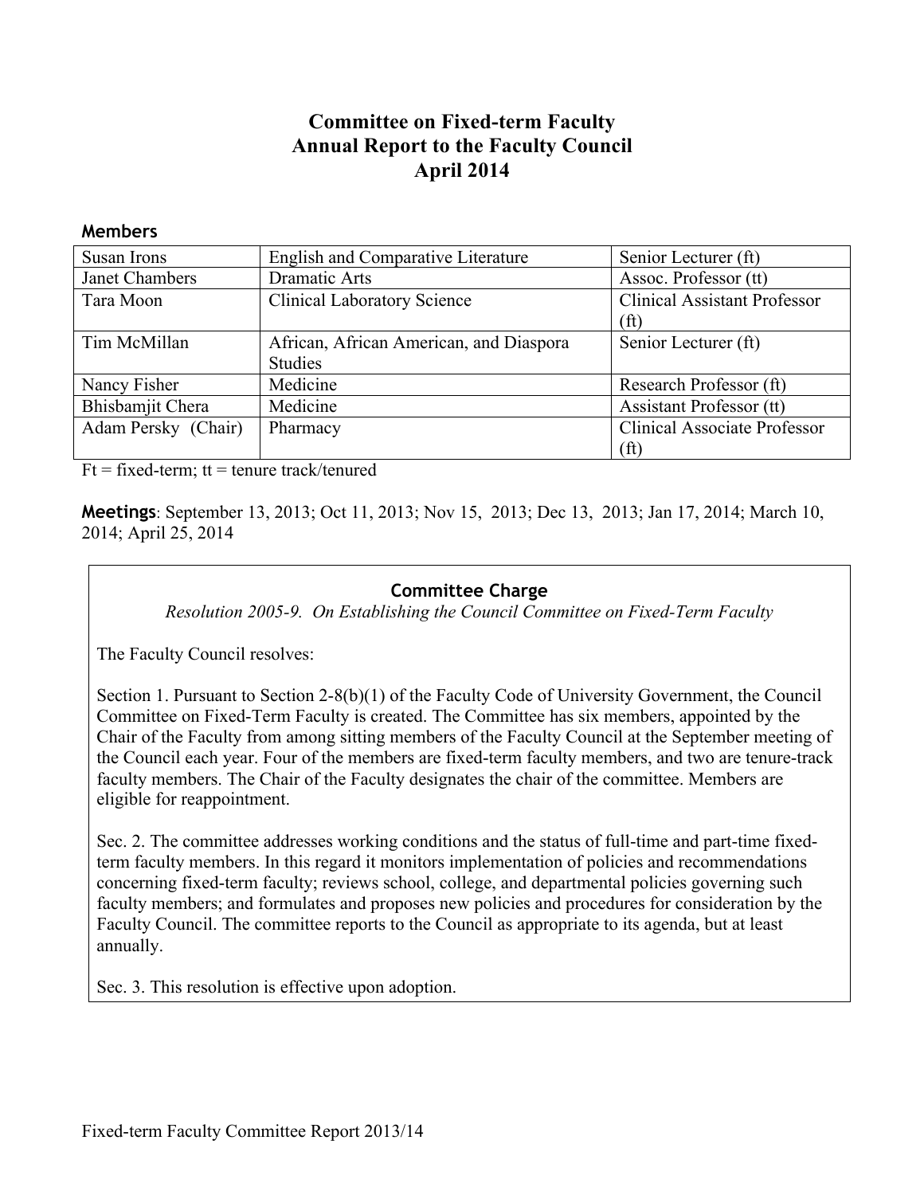# Committee on Fixed-term Faculty
# Annual Report to the Faculty Council
# April 2014

## Members

| | | |
|---|---|---|
| Susan Irons | English and Comparative Literature | Senior Lecturer (ft) |
| Janet Chambers | Dramatic Arts | Assoc. Professor (tt) |
| Tara Moon | Clinical Laboratory Science | Clinical Assistant Professor (ft) |
| Tim McMillan | African, African American, and Diaspora Studies | Senior Lecturer (ft) |
| Nancy Fisher | Medicine | Research Professor (ft) |
| Bhisbamjit Chera | Medicine | Assistant Professor (tt) |
| Adam Persky (Chair) | Pharmacy | Clinical Associate Professor (ft) |

Ft = fixed-term; tt = tenure track/tenured

**Meetings**: September 13, 2013; Oct 11, 2013; Nov 15, 2013; Dec 13, 2013; Jan 17, 2014; March 10, 2014; April 25, 2014

### Committee Charge

*Resolution 2005-9. On Establishing the Council Committee on Fixed-Term Faculty*

The Faculty Council resolves:

Section 1. Pursuant to Section 2-8(b)(1) of the Faculty Code of University Government, the Council Committee on Fixed-Term Faculty is created. The Committee has six members, appointed by the Chair of the Faculty from among sitting members of the Faculty Council at the September meeting of the Council each year. Four of the members are fixed-term faculty members, and two are tenure-track faculty members. The Chair of the Faculty designates the chair of the committee. Members are eligible for reappointment.

Sec. 2. The committee addresses working conditions and the status of full-time and part-time fixed-term faculty members. In this regard it monitors implementation of policies and recommendations concerning fixed-term faculty; reviews school, college, and departmental policies governing such faculty members; and formulates and proposes new policies and procedures for consideration by the Faculty Council. The committee reports to the Council as appropriate to its agenda, but at least annually.

Sec. 3. This resolution is effective upon adoption.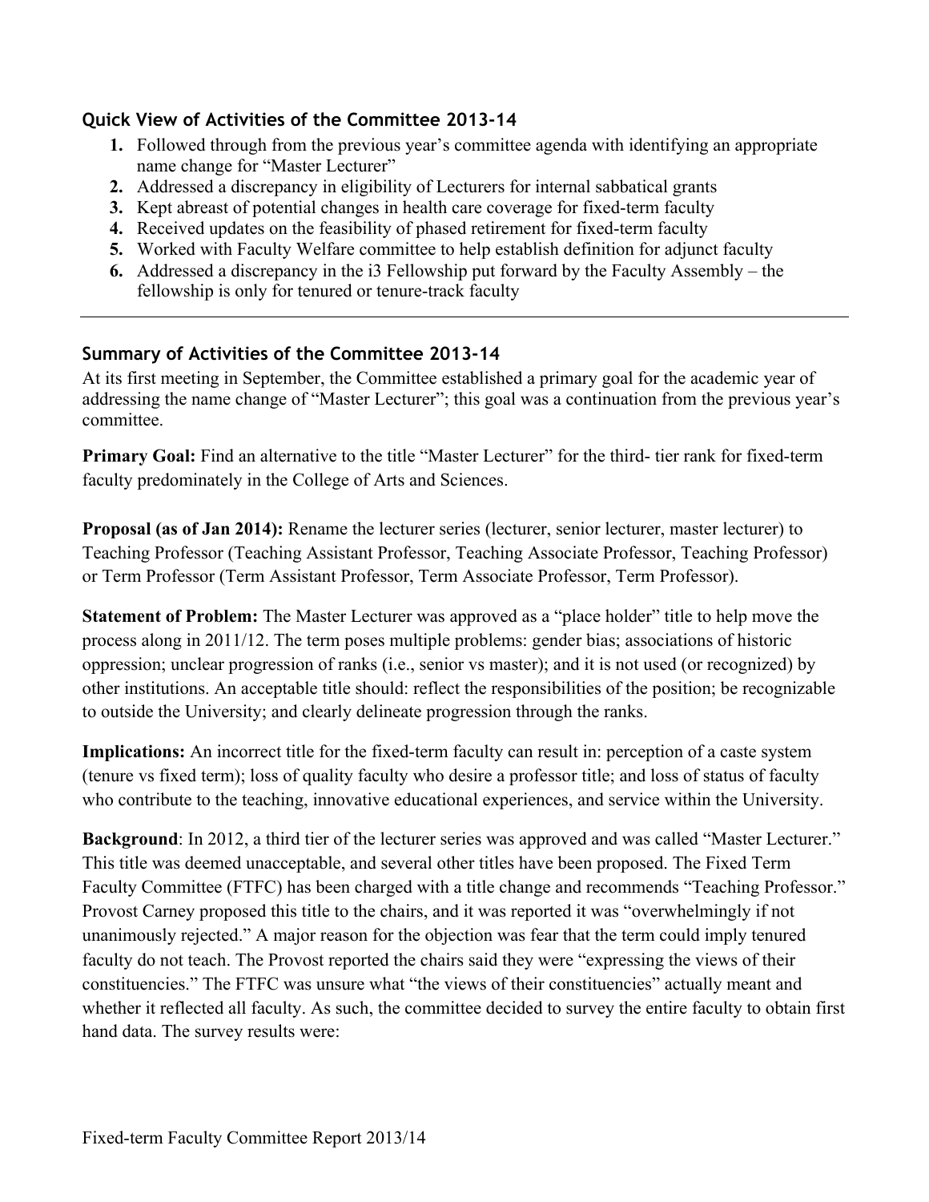### Quick View of Activities of the Committee 2013-14

1. Followed through from the previous year's committee agenda with identifying an appropriate name change for "Master Lecturer"
2. Addressed a discrepancy in eligibility of Lecturers for internal sabbatical grants
3. Kept abreast of potential changes in health care coverage for fixed-term faculty
4. Received updates on the feasibility of phased retirement for fixed-term faculty
5. Worked with Faculty Welfare committee to help establish definition for adjunct faculty
6. Addressed a discrepancy in the i3 Fellowship put forward by the Faculty Assembly – the fellowship is only for tenured or tenure-track faculty

---

### Summary of Activities of the Committee 2013-14

At its first meeting in September, the Committee established a primary goal for the academic year of addressing the name change of "Master Lecturer"; this goal was a continuation from the previous year's committee.

**Primary Goal:** Find an alternative to the title "Master Lecturer" for the third- tier rank for fixed-term faculty predominately in the College of Arts and Sciences.

**Proposal (as of Jan 2014):** Rename the lecturer series (lecturer, senior lecturer, master lecturer) to Teaching Professor (Teaching Assistant Professor, Teaching Associate Professor, Teaching Professor) or Term Professor (Term Assistant Professor, Term Associate Professor, Term Professor).

**Statement of Problem:** The Master Lecturer was approved as a "place holder" title to help move the process along in 2011/12. The term poses multiple problems: gender bias; associations of historic oppression; unclear progression of ranks (i.e., senior vs master); and it is not used (or recognized) by other institutions. An acceptable title should: reflect the responsibilities of the position; be recognizable to outside the University; and clearly delineate progression through the ranks.

**Implications:** An incorrect title for the fixed-term faculty can result in: perception of a caste system (tenure vs fixed term); loss of quality faculty who desire a professor title; and loss of status of faculty who contribute to the teaching, innovative educational experiences, and service within the University.

**Background**: In 2012, a third tier of the lecturer series was approved and was called "Master Lecturer." This title was deemed unacceptable, and several other titles have been proposed. The Fixed Term Faculty Committee (FTFC) has been charged with a title change and recommends "Teaching Professor." Provost Carney proposed this title to the chairs, and it was reported it was "overwhelmingly if not unanimously rejected." A major reason for the objection was fear that the term could imply tenured faculty do not teach. The Provost reported the chairs said they were "expressing the views of their constituencies." The FTFC was unsure what "the views of their constituencies" actually meant and whether it reflected all faculty. As such, the committee decided to survey the entire faculty to obtain first hand data. The survey results were: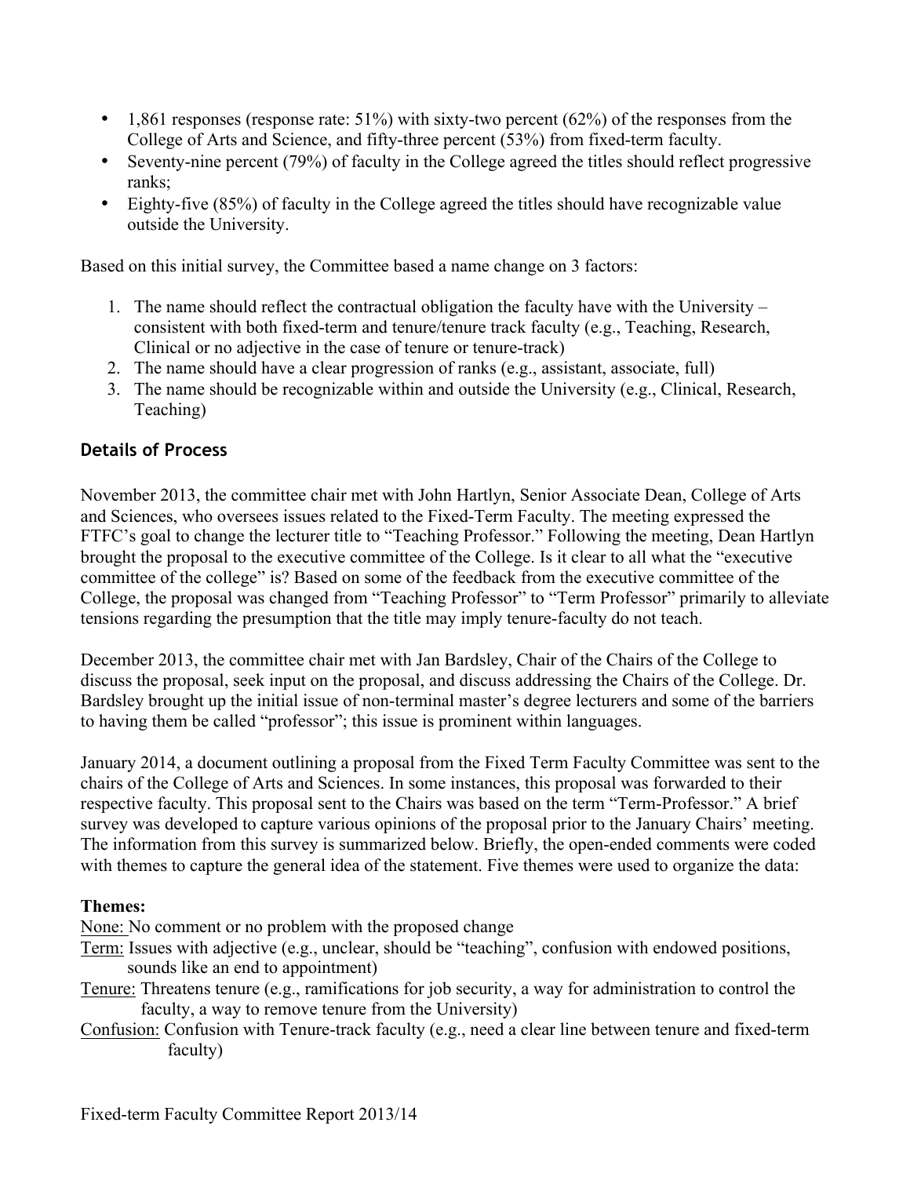- 1,861 responses (response rate: 51%) with sixty-two percent (62%) of the responses from the College of Arts and Science, and fifty-three percent (53%) from fixed-term faculty.
- Seventy-nine percent (79%) of faculty in the College agreed the titles should reflect progressive ranks;
- Eighty-five (85%) of faculty in the College agreed the titles should have recognizable value outside the University.

Based on this initial survey, the Committee based a name change on 3 factors:

1. The name should reflect the contractual obligation the faculty have with the University – consistent with both fixed-term and tenure/tenure track faculty (e.g., Teaching, Research, Clinical or no adjective in the case of tenure or tenure-track)
2. The name should have a clear progression of ranks (e.g., assistant, associate, full)
3. The name should be recognizable within and outside the University (e.g., Clinical, Research, Teaching)

## Details of Process

November 2013, the committee chair met with John Hartlyn, Senior Associate Dean, College of Arts and Sciences, who oversees issues related to the Fixed-Term Faculty. The meeting expressed the FTFC's goal to change the lecturer title to "Teaching Professor." Following the meeting, Dean Hartlyn brought the proposal to the executive committee of the College. Is it clear to all what the "executive committee of the college" is? Based on some of the feedback from the executive committee of the College, the proposal was changed from "Teaching Professor" to "Term Professor" primarily to alleviate tensions regarding the presumption that the title may imply tenure-faculty do not teach.

December 2013, the committee chair met with Jan Bardsley, Chair of the Chairs of the College to discuss the proposal, seek input on the proposal, and discuss addressing the Chairs of the College. Dr. Bardsley brought up the initial issue of non-terminal master's degree lecturers and some of the barriers to having them be called "professor"; this issue is prominent within languages.

January 2014, a document outlining a proposal from the Fixed Term Faculty Committee was sent to the chairs of the College of Arts and Sciences. In some instances, this proposal was forwarded to their respective faculty. This proposal sent to the Chairs was based on the term "Term-Professor." A brief survey was developed to capture various opinions of the proposal prior to the January Chairs' meeting. The information from this survey is summarized below. Briefly, the open-ended comments were coded with themes to capture the general idea of the statement. Five themes were used to organize the data:

**Themes:**

None: No comment or no problem with the proposed change

Term: Issues with adjective (e.g., unclear, should be "teaching", confusion with endowed positions, sounds like an end to appointment)

Tenure: Threatens tenure (e.g., ramifications for job security, a way for administration to control the faculty, a way to remove tenure from the University)

Confusion: Confusion with Tenure-track faculty (e.g., need a clear line between tenure and fixed-term faculty)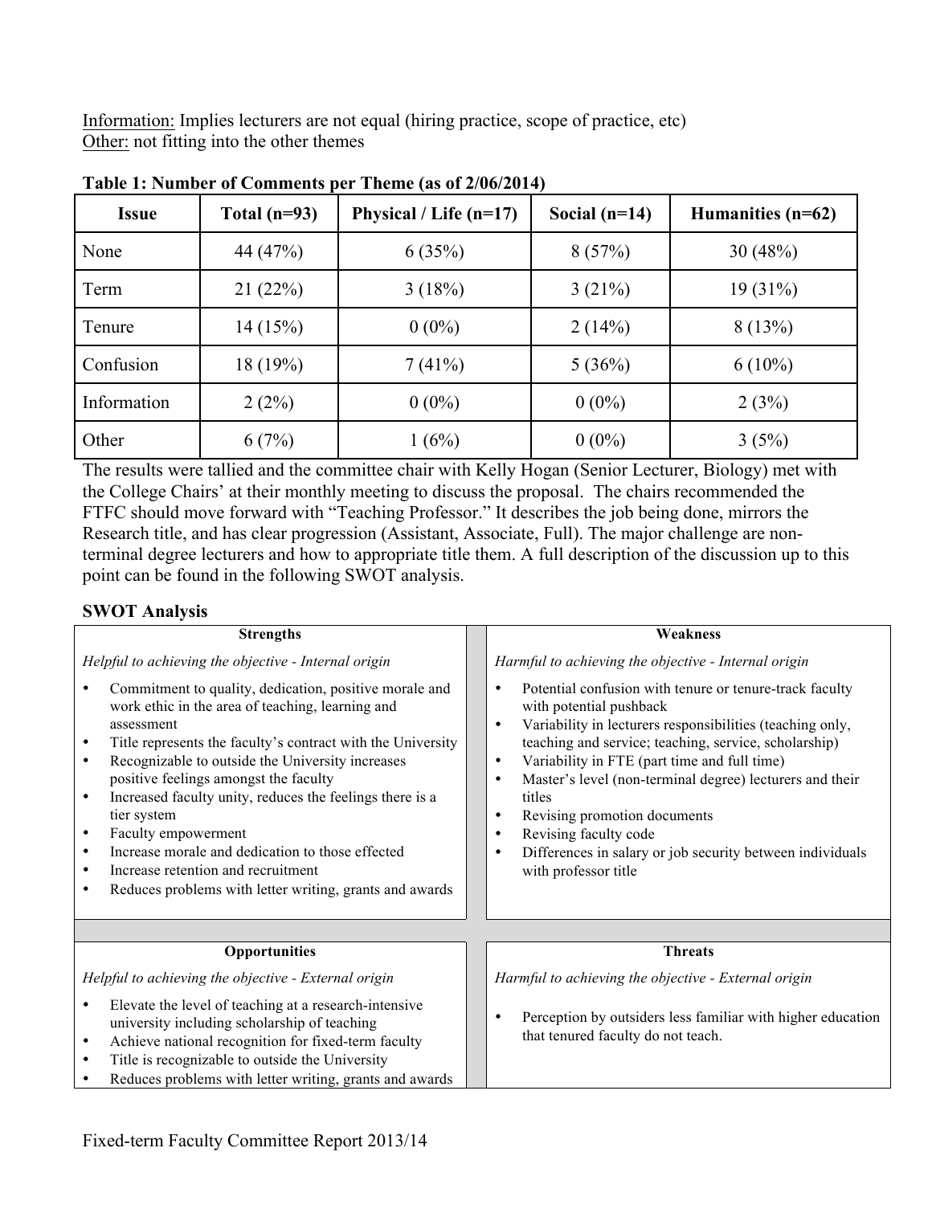Information: Implies lecturers are not equal (hiring practice, scope of practice, etc)
Other: not fitting into the other themes

**Table 1: Number of Comments per Theme (as of 2/06/2014)**

| Issue | Total (n=93) | Physical / Life (n=17) | Social (n=14) | Humanities (n=62) |
|---|---|---|---|---|
| None | 44 (47%) | 6 (35%) | 8 (57%) | 30 (48%) |
| Term | 21 (22%) | 3 (18%) | 3 (21%) | 19 (31%) |
| Tenure | 14 (15%) | 0 (0%) | 2 (14%) | 8 (13%) |
| Confusion | 18 (19%) | 7 (41%) | 5 (36%) | 6 (10%) |
| Information | 2 (2%) | 0 (0%) | 0 (0%) | 2 (3%) |
| Other | 6 (7%) | 1 (6%) | 0 (0%) | 3 (5%) |

The results were tallied and the committee chair with Kelly Hogan (Senior Lecturer, Biology) met with the College Chairs' at their monthly meeting to discuss the proposal. The chairs recommended the FTFC should move forward with "Teaching Professor." It describes the job being done, mirrors the Research title, and has clear progression (Assistant, Associate, Full). The major challenge are non-terminal degree lecturers and how to appropriate title them. A full description of the discussion up to this point can be found in the following SWOT analysis.

### SWOT Analysis

**Strengths**

*Helpful to achieving the objective - Internal origin*

- Commitment to quality, dedication, positive morale and work ethic in the area of teaching, learning and assessment
- Title represents the faculty's contract with the University
- Recognizable to outside the University increases positive feelings amongst the faculty
- Increased faculty unity, reduces the feelings there is a tier system
- Faculty empowerment
- Increase morale and dedication to those effected
- Increase retention and recruitment
- Reduces problems with letter writing, grants and awards

**Weakness**

*Harmful to achieving the objective - Internal origin*

- Potential confusion with tenure or tenure-track faculty with potential pushback
- Variability in lecturers responsibilities (teaching only, teaching and service; teaching, service, scholarship)
- Variability in FTE (part time and full time)
- Master's level (non-terminal degree) lecturers and their titles
- Revising promotion documents
- Revising faculty code
- Differences in salary or job security between individuals with professor title

**Opportunities**

*Helpful to achieving the objective - External origin*

- Elevate the level of teaching at a research-intensive university including scholarship of teaching
- Achieve national recognition for fixed-term faculty
- Title is recognizable to outside the University
- Reduces problems with letter writing, grants and awards

**Threats**

*Harmful to achieving the objective - External origin*

- Perception by outsiders less familiar with higher education that tenured faculty do not teach.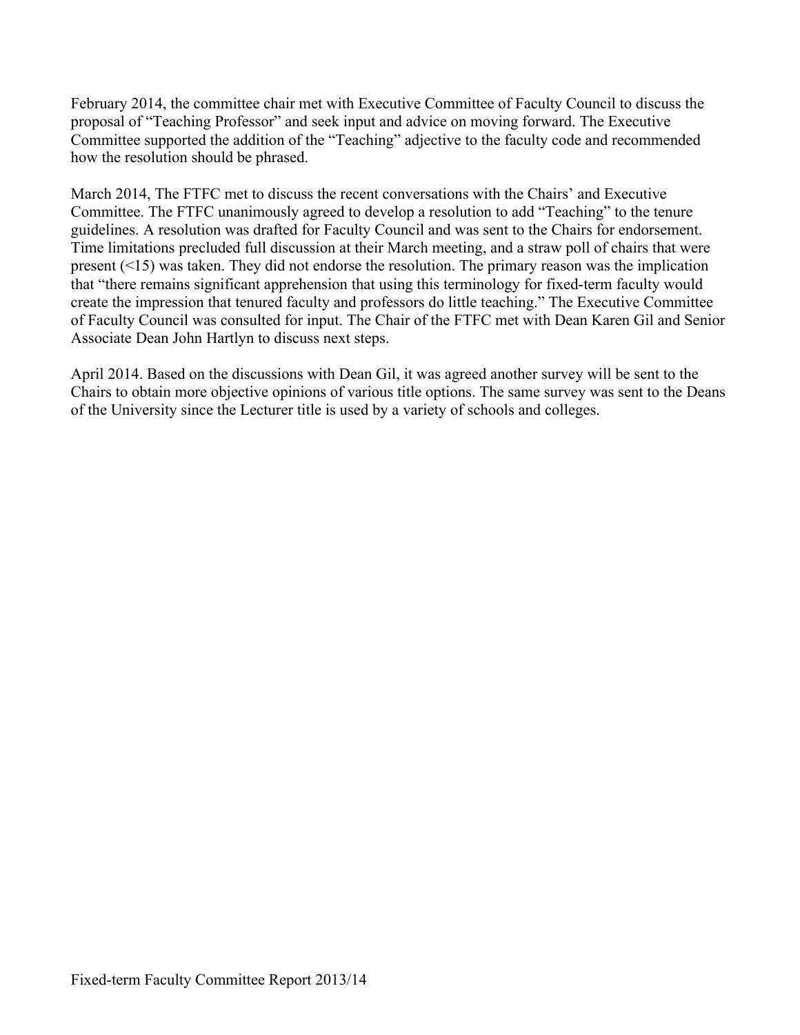February 2014, the committee chair met with Executive Committee of Faculty Council to discuss the proposal of "Teaching Professor" and seek input and advice on moving forward. The Executive Committee supported the addition of the "Teaching" adjective to the faculty code and recommended how the resolution should be phrased.

March 2014, The FTFC met to discuss the recent conversations with the Chairs' and Executive Committee. The FTFC unanimously agreed to develop a resolution to add "Teaching" to the tenure guidelines. A resolution was drafted for Faculty Council and was sent to the Chairs for endorsement. Time limitations precluded full discussion at their March meeting, and a straw poll of chairs that were present (<15) was taken. They did not endorse the resolution. The primary reason was the implication that "there remains significant apprehension that using this terminology for fixed-term faculty would create the impression that tenured faculty and professors do little teaching." The Executive Committee of Faculty Council was consulted for input. The Chair of the FTFC met with Dean Karen Gil and Senior Associate Dean John Hartlyn to discuss next steps.

April 2014. Based on the discussions with Dean Gil, it was agreed another survey will be sent to the Chairs to obtain more objective opinions of various title options. The same survey was sent to the Deans of the University since the Lecturer title is used by a variety of schools and colleges.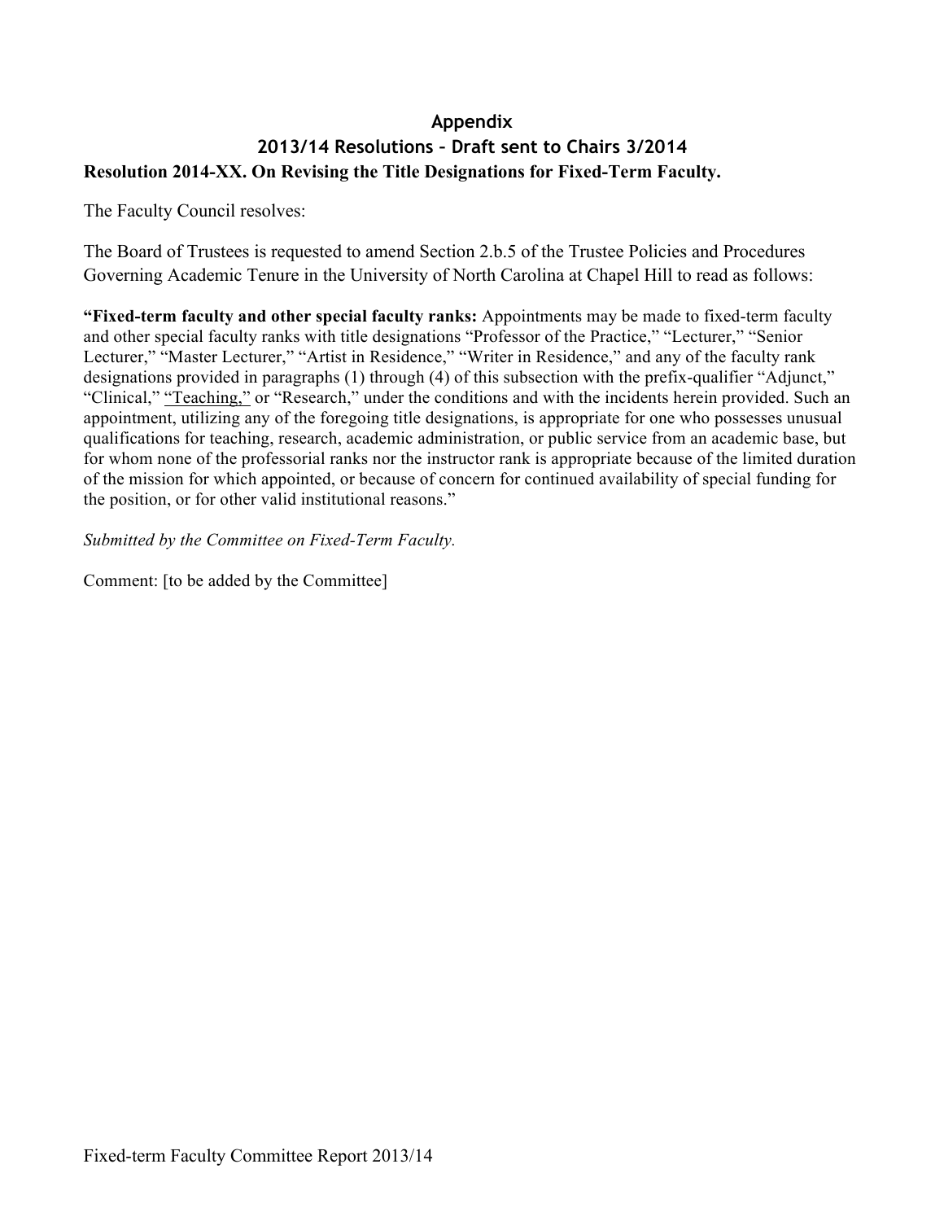# Appendix

## 2013/14 Resolutions – Draft sent to Chairs 3/2014

**Resolution 2014-XX. On Revising the Title Designations for Fixed-Term Faculty.**

The Faculty Council resolves:

The Board of Trustees is requested to amend Section 2.b.5 of the Trustee Policies and Procedures Governing Academic Tenure in the University of North Carolina at Chapel Hill to read as follows:

**"Fixed-term faculty and other special faculty ranks:** Appointments may be made to fixed-term faculty and other special faculty ranks with title designations "Professor of the Practice," "Lecturer," "Senior Lecturer," "Master Lecturer," "Artist in Residence," "Writer in Residence," and any of the faculty rank designations provided in paragraphs (1) through (4) of this subsection with the prefix-qualifier "Adjunct," "Clinical," <u>"Teaching,"</u> or "Research," under the conditions and with the incidents herein provided. Such an appointment, utilizing any of the foregoing title designations, is appropriate for one who possesses unusual qualifications for teaching, research, academic administration, or public service from an academic base, but for whom none of the professorial ranks nor the instructor rank is appropriate because of the limited duration of the mission for which appointed, or because of concern for continued availability of special funding for the position, or for other valid institutional reasons."

*Submitted by the Committee on Fixed-Term Faculty.*

Comment: [to be added by the Committee]